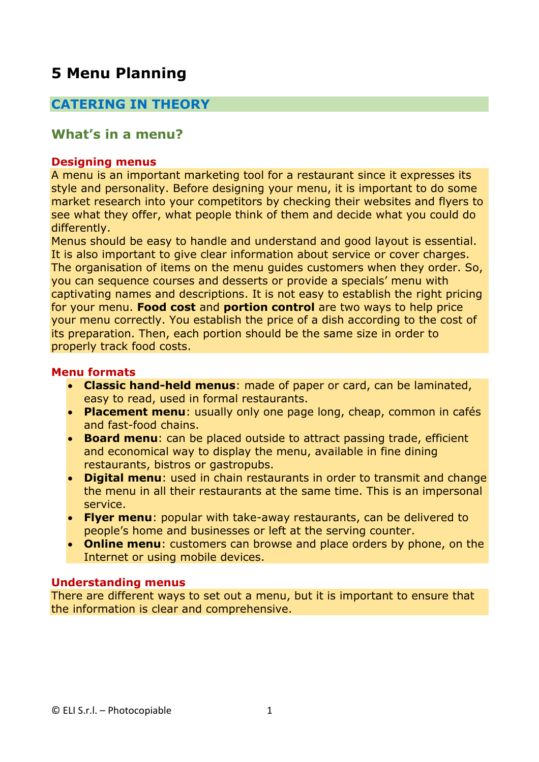# 5 Menu Planning

## CATERING IN THEORY

### What's in a menu?

#### Designing menus

A menu is an important marketing tool for a restaurant since it expresses its style and personality. Before designing your menu, it is important to do some market research into your competitors by checking their websites and flyers to see what they offer, what people think of them and decide what you could do differently.
Menus should be easy to handle and understand and good layout is essential. It is also important to give clear information about service or cover charges. The organisation of items on the menu guides customers when they order. So, you can sequence courses and desserts or provide a specials' menu with captivating names and descriptions. It is not easy to establish the right pricing for your menu. **Food cost** and **portion control** are two ways to help price your menu correctly. You establish the price of a dish according to the cost of its preparation. Then, each portion should be the same size in order to properly track food costs.

#### Menu formats

- **Classic hand-held menus**: made of paper or card, can be laminated, easy to read, used in formal restaurants.
- **Placement menu**: usually only one page long, cheap, common in cafés and fast-food chains.
- **Board menu**: can be placed outside to attract passing trade, efficient and economical way to display the menu, available in fine dining restaurants, bistros or gastropubs.
- **Digital menu**: used in chain restaurants in order to transmit and change the menu in all their restaurants at the same time. This is an impersonal service.
- **Flyer menu**: popular with take-away restaurants, can be delivered to people's home and businesses or left at the serving counter.
- **Online menu**: customers can browse and place orders by phone, on the Internet or using mobile devices.

#### Understanding menus

There are different ways to set out a menu, but it is important to ensure that the information is clear and comprehensive.

© ELI S.r.l. – Photocopiable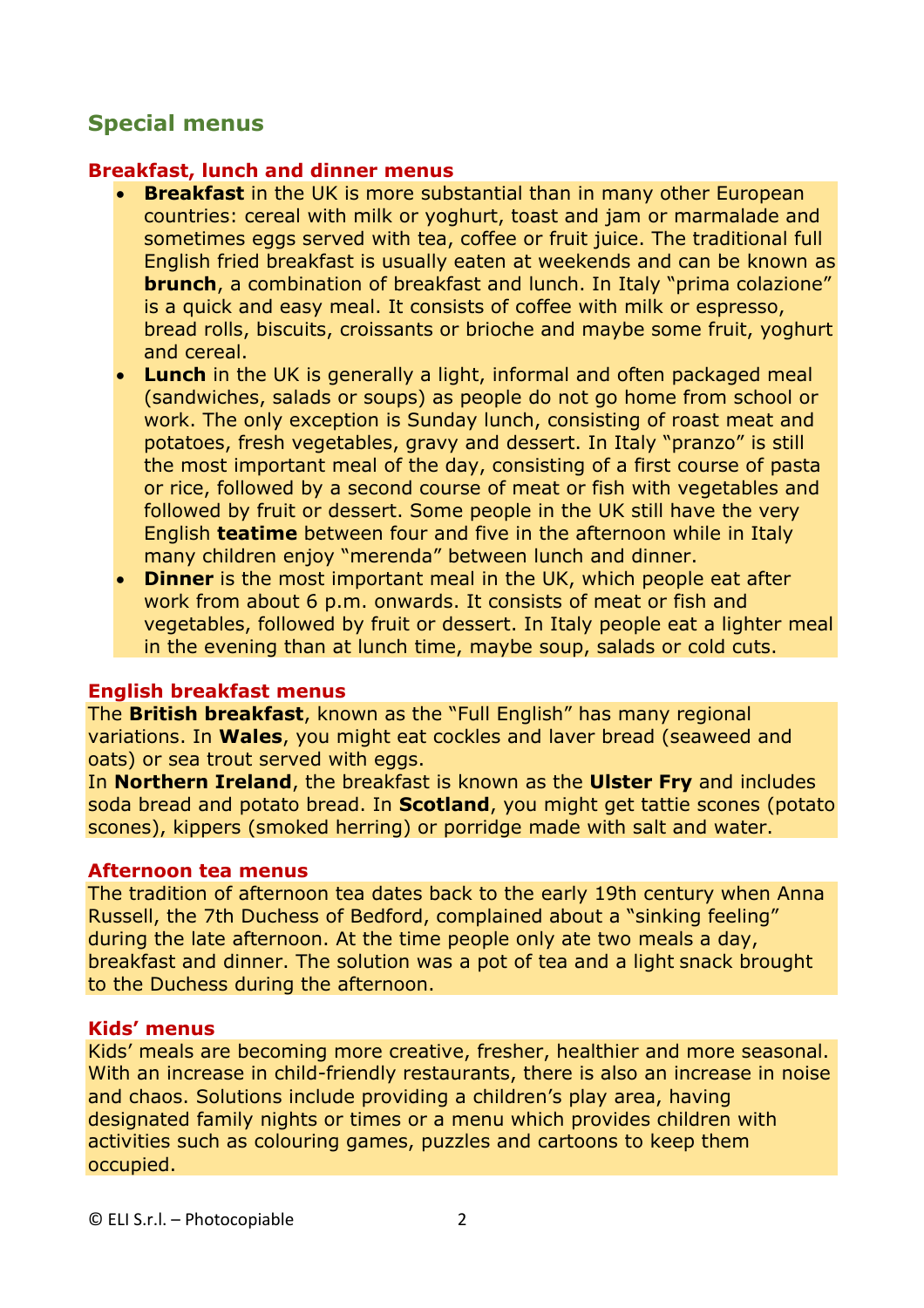## Special menus

### Breakfast, lunch and dinner menus

- **Breakfast** in the UK is more substantial than in many other European countries: cereal with milk or yoghurt, toast and jam or marmalade and sometimes eggs served with tea, coffee or fruit juice. The traditional full English fried breakfast is usually eaten at weekends and can be known as **brunch**, a combination of breakfast and lunch. In Italy "prima colazione" is a quick and easy meal. It consists of coffee with milk or espresso, bread rolls, biscuits, croissants or brioche and maybe some fruit, yoghurt and cereal.
- **Lunch** in the UK is generally a light, informal and often packaged meal (sandwiches, salads or soups) as people do not go home from school or work. The only exception is Sunday lunch, consisting of roast meat and potatoes, fresh vegetables, gravy and dessert. In Italy "pranzo" is still the most important meal of the day, consisting of a first course of pasta or rice, followed by a second course of meat or fish with vegetables and followed by fruit or dessert. Some people in the UK still have the very English **teatime** between four and five in the afternoon while in Italy many children enjoy "merenda" between lunch and dinner.
- **Dinner** is the most important meal in the UK, which people eat after work from about 6 p.m. onwards. It consists of meat or fish and vegetables, followed by fruit or dessert. In Italy people eat a lighter meal in the evening than at lunch time, maybe soup, salads or cold cuts.

### English breakfast menus

The **British breakfast**, known as the "Full English" has many regional variations. In **Wales**, you might eat cockles and laver bread (seaweed and oats) or sea trout served with eggs.
In **Northern Ireland**, the breakfast is known as the **Ulster Fry** and includes soda bread and potato bread. In **Scotland**, you might get tattie scones (potato scones), kippers (smoked herring) or porridge made with salt and water.

### Afternoon tea menus

The tradition of afternoon tea dates back to the early 19th century when Anna Russell, the 7th Duchess of Bedford, complained about a "sinking feeling" during the late afternoon. At the time people only ate two meals a day, breakfast and dinner. The solution was a pot of tea and a light snack brought to the Duchess during the afternoon.

### Kids' menus

Kids' meals are becoming more creative, fresher, healthier and more seasonal. With an increase in child-friendly restaurants, there is also an increase in noise and chaos. Solutions include providing a children's play area, having designated family nights or times or a menu which provides children with activities such as colouring games, puzzles and cartoons to keep them occupied.

© ELI S.r.l. – Photocopiable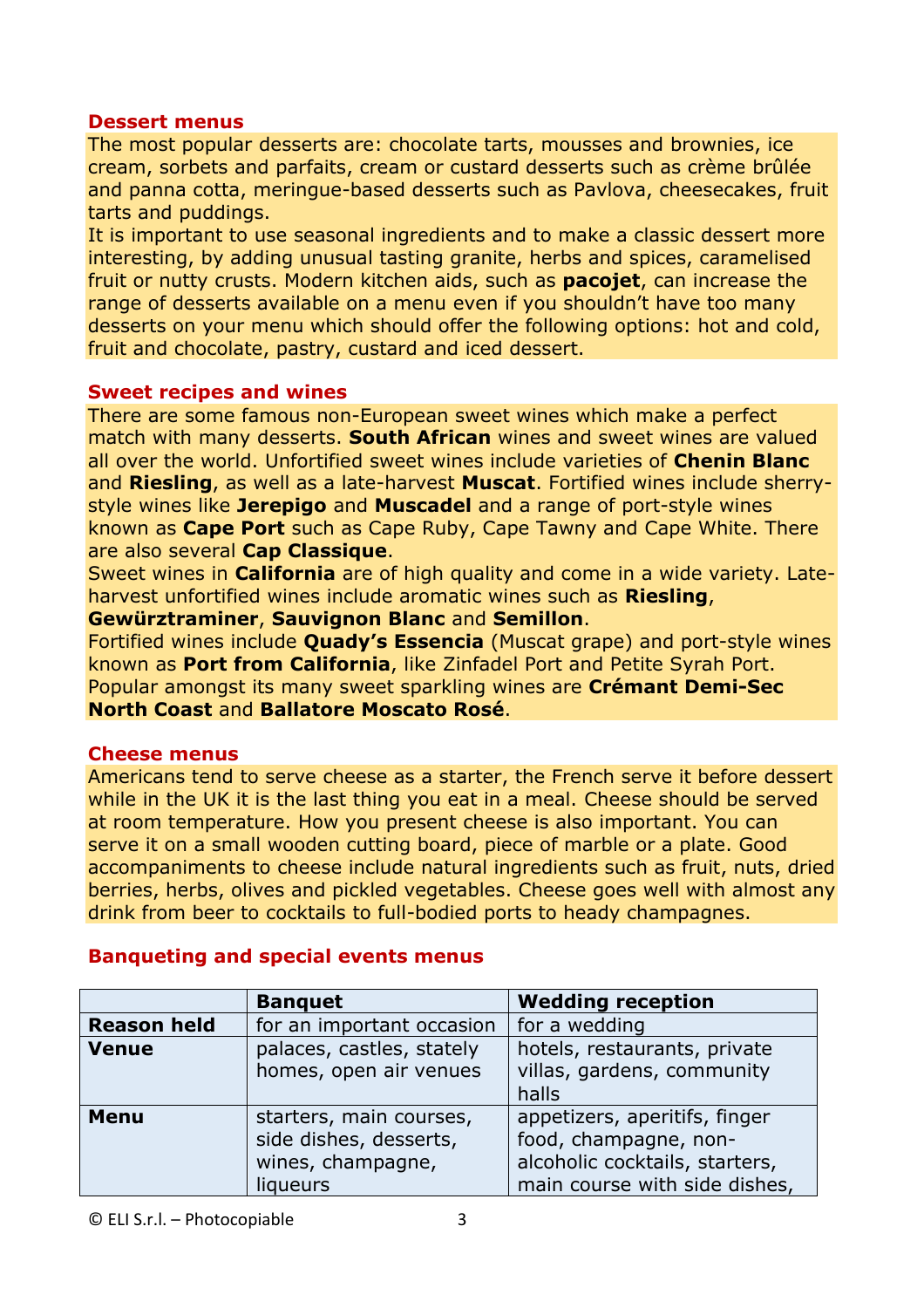### Dessert menus

The most popular desserts are: chocolate tarts, mousses and brownies, ice cream, sorbets and parfaits, cream or custard desserts such as crème brûlée and panna cotta, meringue-based desserts such as Pavlova, cheesecakes, fruit tarts and puddings.

It is important to use seasonal ingredients and to make a classic dessert more interesting, by adding unusual tasting granite, herbs and spices, caramelised fruit or nutty crusts. Modern kitchen aids, such as **pacojet**, can increase the range of desserts available on a menu even if you shouldn't have too many desserts on your menu which should offer the following options: hot and cold, fruit and chocolate, pastry, custard and iced dessert.

### Sweet recipes and wines

There are some famous non-European sweet wines which make a perfect match with many desserts. **South African** wines and sweet wines are valued all over the world. Unfortified sweet wines include varieties of **Chenin Blanc** and **Riesling**, as well as a late-harvest **Muscat**. Fortified wines include sherry-style wines like **Jerepigo** and **Muscadel** and a range of port-style wines known as **Cape Port** such as Cape Ruby, Cape Tawny and Cape White. There are also several **Cap Classique**.

Sweet wines in **California** are of high quality and come in a wide variety. Late-harvest unfortified wines include aromatic wines such as **Riesling**, **Gewürztraminer**, **Sauvignon Blanc** and **Semillon**.

Fortified wines include **Quady's Essencia** (Muscat grape) and port-style wines known as **Port from California**, like Zinfadel Port and Petite Syrah Port. Popular amongst its many sweet sparkling wines are **Crémant Demi-Sec North Coast** and **Ballatore Moscato Rosé**.

### Cheese menus

Americans tend to serve cheese as a starter, the French serve it before dessert while in the UK it is the last thing you eat in a meal. Cheese should be served at room temperature. How you present cheese is also important. You can serve it on a small wooden cutting board, piece of marble or a plate. Good accompaniments to cheese include natural ingredients such as fruit, nuts, dried berries, herbs, olives and pickled vegetables. Cheese goes well with almost any drink from beer to cocktails to full-bodied ports to heady champagnes.

### Banqueting and special events menus

| | **Banquet** | **Wedding reception** |
|---|---|---|
| **Reason held** | for an important occasion | for a wedding |
| **Venue** | palaces, castles, stately homes, open air venues | hotels, restaurants, private villas, gardens, community halls |
| **Menu** | starters, main courses, side dishes, desserts, wines, champagne, liqueurs | appetizers, aperitifs, finger food, champagne, non-alcoholic cocktails, starters, main course with side dishes, |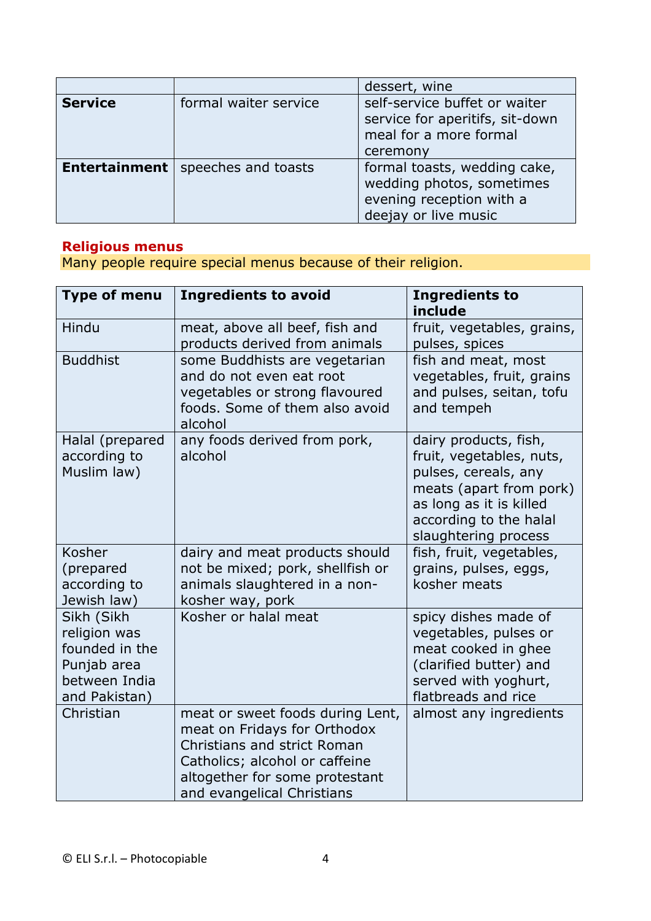| | | dessert, wine |
|---|---|---|
| **Service** | formal waiter service | self-service buffet or waiter service for aperitifs, sit-down meal for a more formal ceremony |
| **Entertainment** | speeches and toasts | formal toasts, wedding cake, wedding photos, sometimes evening reception with a deejay or live music |

**Religious menus**

Many people require special menus because of their religion.

| **Type of menu** | **Ingredients to avoid** | **Ingredients to include** |
|---|---|---|
| Hindu | meat, above all beef, fish and products derived from animals | fruit, vegetables, grains, pulses, spices |
| Buddhist | some Buddhists are vegetarian and do not even eat root vegetables or strong flavoured foods. Some of them also avoid alcohol | fish and meat, most vegetables, fruit, grains and pulses, seitan, tofu and tempeh |
| Halal (prepared according to Muslim law) | any foods derived from pork, alcohol | dairy products, fish, fruit, vegetables, nuts, pulses, cereals, any meats (apart from pork) as long as it is killed according to the halal slaughtering process |
| Kosher (prepared according to Jewish law) | dairy and meat products should not be mixed; pork, shellfish or animals slaughtered in a non-kosher way, pork | fish, fruit, vegetables, grains, pulses, eggs, kosher meats |
| Sikh (Sikh religion was founded in the Punjab area between India and Pakistan) | Kosher or halal meat | spicy dishes made of vegetables, pulses or meat cooked in ghee (clarified butter) and served with yoghurt, flatbreads and rice |
| Christian | meat or sweet foods during Lent, meat on Fridays for Orthodox Christians and strict Roman Catholics; alcohol or caffeine altogether for some protestant and evangelical Christians | almost any ingredients |

© ELI S.r.l. – Photocopiable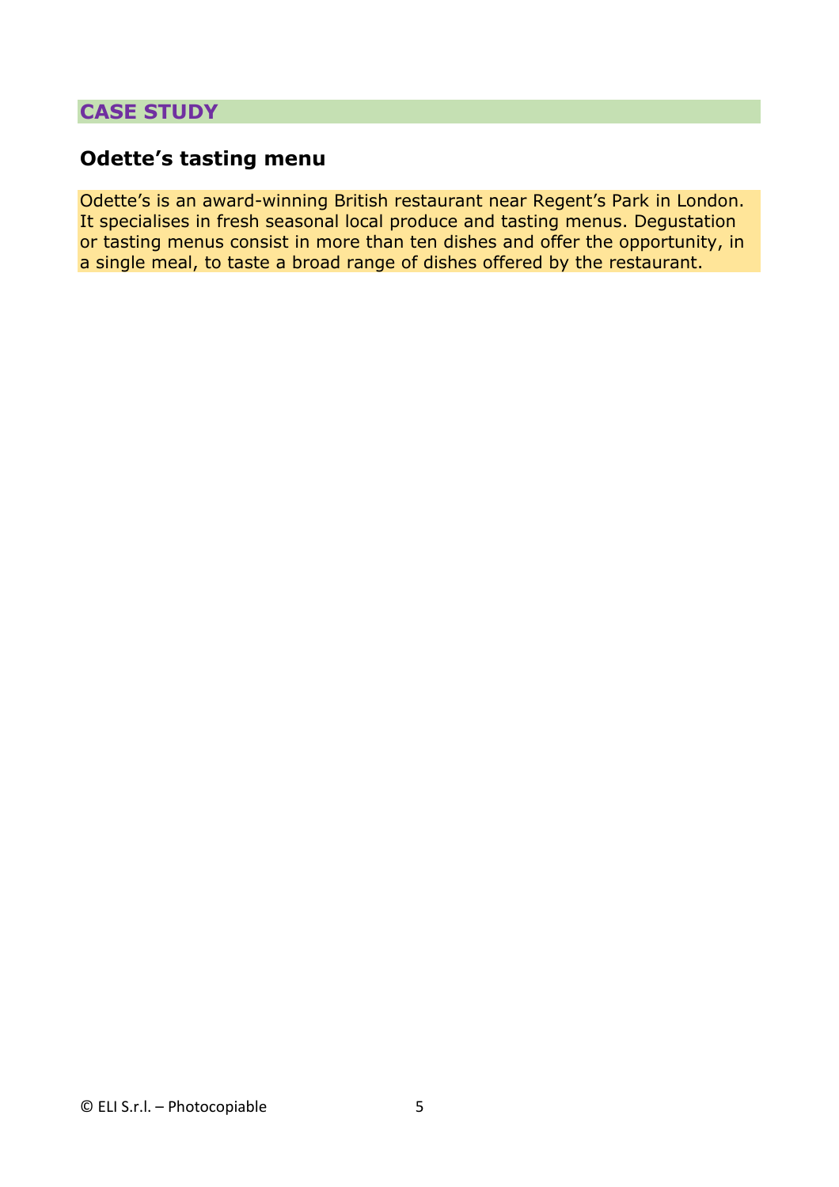## CASE STUDY

### Odette's tasting menu

Odette's is an award-winning British restaurant near Regent's Park in London. It specialises in fresh seasonal local produce and tasting menus. Degustation or tasting menus consist in more than ten dishes and offer the opportunity, in a single meal, to taste a broad range of dishes offered by the restaurant.

© ELI S.r.l. – Photocopiable